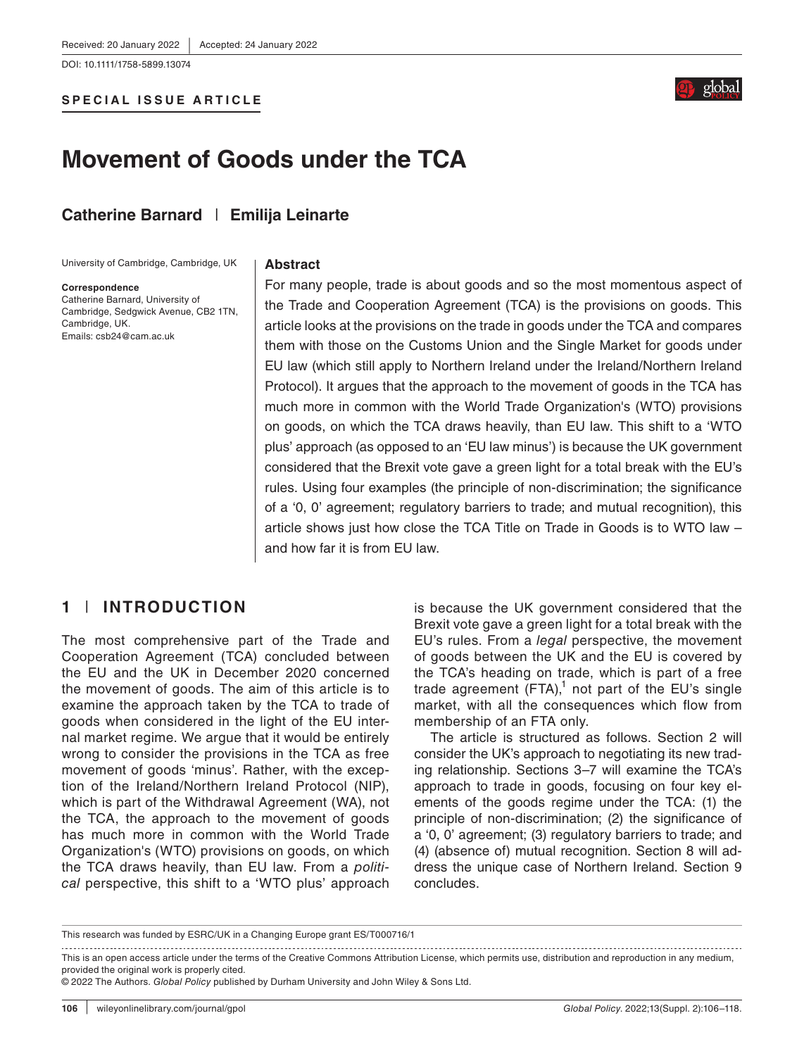Received: 20 January 2022 | Accepted: 24 January 2022

DOI: 10.1111/1758-5899.13074

**SPECIAL ISSUE ARTICLE**

# Movement of Goods under the TCA

**Catherine Barnard | Emilija Leinarte**

University of Cambridge, Cambridge, UK

**Correspondence**
Catherine Barnard, University of Cambridge, Sedgwick Avenue, CB2 1TN, Cambridge, UK.
Emails: csb24@cam.ac.uk

## Abstract

For many people, trade is about goods and so the most momentous aspect of the Trade and Cooperation Agreement (TCA) is the provisions on goods. This article looks at the provisions on the trade in goods under the TCA and compares them with those on the Customs Union and the Single Market for goods under EU law (which still apply to Northern Ireland under the Ireland/Northern Ireland Protocol). It argues that the approach to the movement of goods in the TCA has much more in common with the World Trade Organization's (WTO) provisions on goods, on which the TCA draws heavily, than EU law. This shift to a 'WTO plus' approach (as opposed to an 'EU law minus') is because the UK government considered that the Brexit vote gave a green light for a total break with the EU's rules. Using four examples (the principle of non-discrimination; the significance of a '0, 0' agreement; regulatory barriers to trade; and mutual recognition), this article shows just how close the TCA Title on Trade in Goods is to WTO law – and how far it is from EU law.

## 1 | INTRODUCTION

The most comprehensive part of the Trade and Cooperation Agreement (TCA) concluded between the EU and the UK in December 2020 concerned the movement of goods. The aim of this article is to examine the approach taken by the TCA to trade of goods when considered in the light of the EU internal market regime. We argue that it would be entirely wrong to consider the provisions in the TCA as free movement of goods 'minus'. Rather, with the exception of the Ireland/Northern Ireland Protocol (NIP), which is part of the Withdrawal Agreement (WA), not the TCA, the approach to the movement of goods has much more in common with the World Trade Organization's (WTO) provisions on goods, on which the TCA draws heavily, than EU law. From a *political* perspective, this shift to a 'WTO plus' approach is because the UK government considered that the Brexit vote gave a green light for a total break with the EU's rules. From a *legal* perspective, the movement of goods between the UK and the EU is covered by the TCA's heading on trade, which is part of a free trade agreement (FTA),[1] not part of the EU's single market, with all the consequences which flow from membership of an FTA only.

The article is structured as follows. Section 2 will consider the UK's approach to negotiating its new trading relationship. Sections 3–7 will examine the TCA's approach to trade in goods, focusing on four key elements of the goods regime under the TCA: (1) the principle of non-discrimination; (2) the significance of a '0, 0' agreement; (3) regulatory barriers to trade; and (4) (absence of) mutual recognition. Section 8 will address the unique case of Northern Ireland. Section 9 concludes.

---

This research was funded by ESRC/UK in a Changing Europe grant ES/T000716/1

This is an open access article under the terms of the Creative Commons Attribution License, which permits use, distribution and reproduction in any medium, provided the original work is properly cited.
© 2022 The Authors. *Global Policy* published by Durham University and John Wiley & Sons Ltd.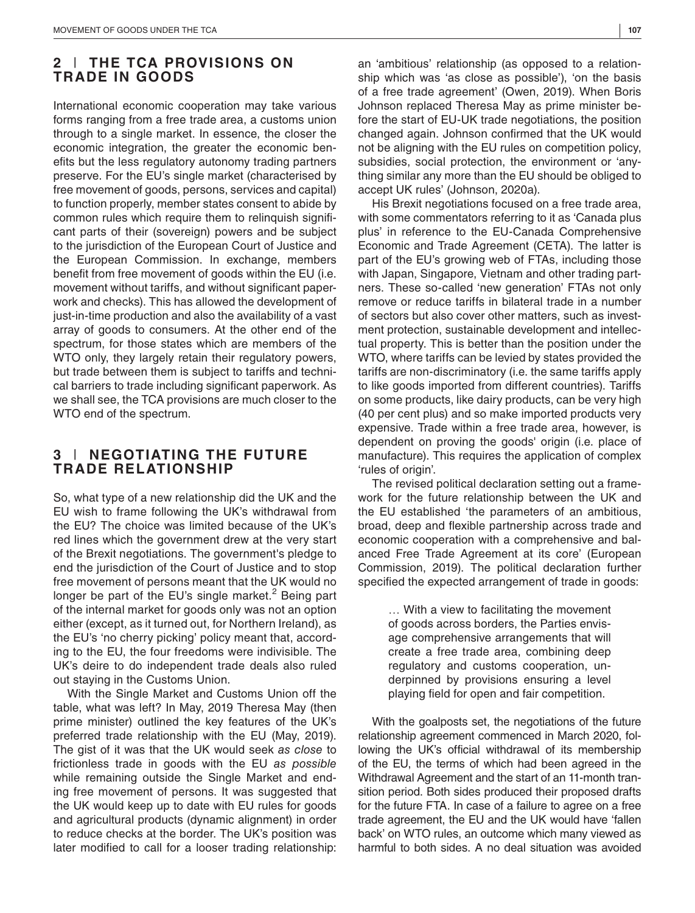## 2 | THE TCA PROVISIONS ON TRADE IN GOODS

International economic cooperation may take various forms ranging from a free trade area, a customs union through to a single market. In essence, the closer the economic integration, the greater the economic benefits but the less regulatory autonomy trading partners preserve. For the EU's single market (characterised by free movement of goods, persons, services and capital) to function properly, member states consent to abide by common rules which require them to relinquish significant parts of their (sovereign) powers and be subject to the jurisdiction of the European Court of Justice and the European Commission. In exchange, members benefit from free movement of goods within the EU (i.e. movement without tariffs, and without significant paperwork and checks). This has allowed the development of just-in-time production and also the availability of a vast array of goods to consumers. At the other end of the spectrum, for those states which are members of the WTO only, they largely retain their regulatory powers, but trade between them is subject to tariffs and technical barriers to trade including significant paperwork. As we shall see, the TCA provisions are much closer to the WTO end of the spectrum.

## 3 | NEGOTIATING THE FUTURE TRADE RELATIONSHIP

So, what type of a new relationship did the UK and the EU wish to frame following the UK's withdrawal from the EU? The choice was limited because of the UK's red lines which the government drew at the very start of the Brexit negotiations. The government's pledge to end the jurisdiction of the Court of Justice and to stop free movement of persons meant that the UK would no longer be part of the EU's single market.[2] Being part of the internal market for goods only was not an option either (except, as it turned out, for Northern Ireland), as the EU's 'no cherry picking' policy meant that, according to the EU, the four freedoms were indivisible. The UK's deire to do independent trade deals also ruled out staying in the Customs Union.

With the Single Market and Customs Union off the table, what was left? In May, 2019 Theresa May (then prime minister) outlined the key features of the UK's preferred trade relationship with the EU (May, 2019). The gist of it was that the UK would seek *as close* to frictionless trade in goods with the EU *as possible* while remaining outside the Single Market and ending free movement of persons. It was suggested that the UK would keep up to date with EU rules for goods and agricultural products (dynamic alignment) in order to reduce checks at the border. The UK's position was later modified to call for a looser trading relationship: an 'ambitious' relationship (as opposed to a relationship which was 'as close as possible'), 'on the basis of a free trade agreement' (Owen, 2019). When Boris Johnson replaced Theresa May as prime minister before the start of EU-UK trade negotiations, the position changed again. Johnson confirmed that the UK would not be aligning with the EU rules on competition policy, subsidies, social protection, the environment or 'anything similar any more than the EU should be obliged to accept UK rules' (Johnson, 2020a).

His Brexit negotiations focused on a free trade area, with some commentators referring to it as 'Canada plus plus' in reference to the EU-Canada Comprehensive Economic and Trade Agreement (CETA). The latter is part of the EU's growing web of FTAs, including those with Japan, Singapore, Vietnam and other trading partners. These so-called 'new generation' FTAs not only remove or reduce tariffs in bilateral trade in a number of sectors but also cover other matters, such as investment protection, sustainable development and intellectual property. This is better than the position under the WTO, where tariffs can be levied by states provided the tariffs are non-discriminatory (i.e. the same tariffs apply to like goods imported from different countries). Tariffs on some products, like dairy products, can be very high (40 per cent plus) and so make imported products very expensive. Trade within a free trade area, however, is dependent on proving the goods' origin (i.e. place of manufacture). This requires the application of complex 'rules of origin'.

The revised political declaration setting out a framework for the future relationship between the UK and the EU established 'the parameters of an ambitious, broad, deep and flexible partnership across trade and economic cooperation with a comprehensive and balanced Free Trade Agreement at its core' (European Commission, 2019). The political declaration further specified the expected arrangement of trade in goods:

> … With a view to facilitating the movement of goods across borders, the Parties envisage comprehensive arrangements that will create a free trade area, combining deep regulatory and customs cooperation, underpinned by provisions ensuring a level playing field for open and fair competition.

With the goalposts set, the negotiations of the future relationship agreement commenced in March 2020, following the UK's official withdrawal of its membership of the EU, the terms of which had been agreed in the Withdrawal Agreement and the start of an 11-month transition period. Both sides produced their proposed drafts for the future FTA. In case of a failure to agree on a free trade agreement, the EU and the UK would have 'fallen back' on WTO rules, an outcome which many viewed as harmful to both sides. A no deal situation was avoided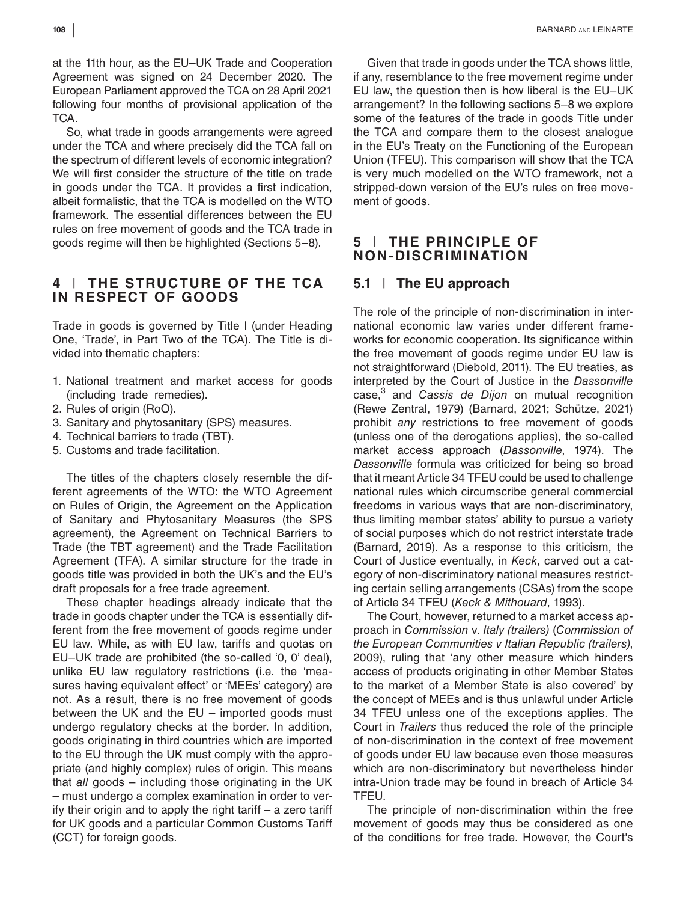at the 11th hour, as the EU–UK Trade and Cooperation Agreement was signed on 24 December 2020. The European Parliament approved the TCA on 28 April 2021 following four months of provisional application of the TCA.

So, what trade in goods arrangements were agreed under the TCA and where precisely did the TCA fall on the spectrum of different levels of economic integration? We will first consider the structure of the title on trade in goods under the TCA. It provides a first indication, albeit formalistic, that the TCA is modelled on the WTO framework. The essential differences between the EU rules on free movement of goods and the TCA trade in goods regime will then be highlighted (Sections 5–8).

## 4 | THE STRUCTURE OF THE TCA IN RESPECT OF GOODS

Trade in goods is governed by Title I (under Heading One, 'Trade', in Part Two of the TCA). The Title is divided into thematic chapters:

1. National treatment and market access for goods (including trade remedies).
2. Rules of origin (RoO).
3. Sanitary and phytosanitary (SPS) measures.
4. Technical barriers to trade (TBT).
5. Customs and trade facilitation.

The titles of the chapters closely resemble the different agreements of the WTO: the WTO Agreement on Rules of Origin, the Agreement on the Application of Sanitary and Phytosanitary Measures (the SPS agreement), the Agreement on Technical Barriers to Trade (the TBT agreement) and the Trade Facilitation Agreement (TFA). A similar structure for the trade in goods title was provided in both the UK's and the EU's draft proposals for a free trade agreement.

These chapter headings already indicate that the trade in goods chapter under the TCA is essentially different from the free movement of goods regime under EU law. While, as with EU law, tariffs and quotas on EU–UK trade are prohibited (the so-called '0, 0' deal), unlike EU law regulatory restrictions (i.e. the 'measures having equivalent effect' or 'MEEs' category) are not. As a result, there is no free movement of goods between the UK and the EU – imported goods must undergo regulatory checks at the border. In addition, goods originating in third countries which are imported to the EU through the UK must comply with the appropriate (and highly complex) rules of origin. This means that *all* goods – including those originating in the UK – must undergo a complex examination in order to verify their origin and to apply the right tariff – a zero tariff for UK goods and a particular Common Customs Tariff (CCT) for foreign goods.

Given that trade in goods under the TCA shows little, if any, resemblance to the free movement regime under EU law, the question then is how liberal is the EU–UK arrangement? In the following sections 5–8 we explore some of the features of the trade in goods Title under the TCA and compare them to the closest analogue in the EU's Treaty on the Functioning of the European Union (TFEU). This comparison will show that the TCA is very much modelled on the WTO framework, not a stripped-down version of the EU's rules on free movement of goods.

## 5 | THE PRINCIPLE OF NON-DISCRIMINATION

### 5.1 | The EU approach

The role of the principle of non-discrimination in international economic law varies under different frameworks for economic cooperation. Its significance within the free movement of goods regime under EU law is not straightforward (Diebold, 2011). The EU treaties, as interpreted by the Court of Justice in the *Dassonville* case,[3] and *Cassis de Dijon* on mutual recognition (Rewe Zentral, 1979) (Barnard, 2021; Schütze, 2021) prohibit *any* restrictions to free movement of goods (unless one of the derogations applies), the so-called market access approach (*Dassonville*, 1974). The *Dassonville* formula was criticized for being so broad that it meant Article 34 TFEU could be used to challenge national rules which circumscribe general commercial freedoms in various ways that are non-discriminatory, thus limiting member states' ability to pursue a variety of social purposes which do not restrict interstate trade (Barnard, 2019). As a response to this criticism, the Court of Justice eventually, in *Keck*, carved out a category of non-discriminatory national measures restricting certain selling arrangements (CSAs) from the scope of Article 34 TFEU (*Keck & Mithouard*, 1993).

The Court, however, returned to a market access approach in *Commission* v. *Italy (trailers)* (*Commission of the European Communities v Italian Republic (trailers)*, 2009), ruling that 'any other measure which hinders access of products originating in other Member States to the market of a Member State is also covered' by the concept of MEEs and is thus unlawful under Article 34 TFEU unless one of the exceptions applies. The Court in *Trailers* thus reduced the role of the principle of non-discrimination in the context of free movement of goods under EU law because even those measures which are non-discriminatory but nevertheless hinder intra-Union trade may be found in breach of Article 34 TFEU.

The principle of non-discrimination within the free movement of goods may thus be considered as one of the conditions for free trade. However, the Court's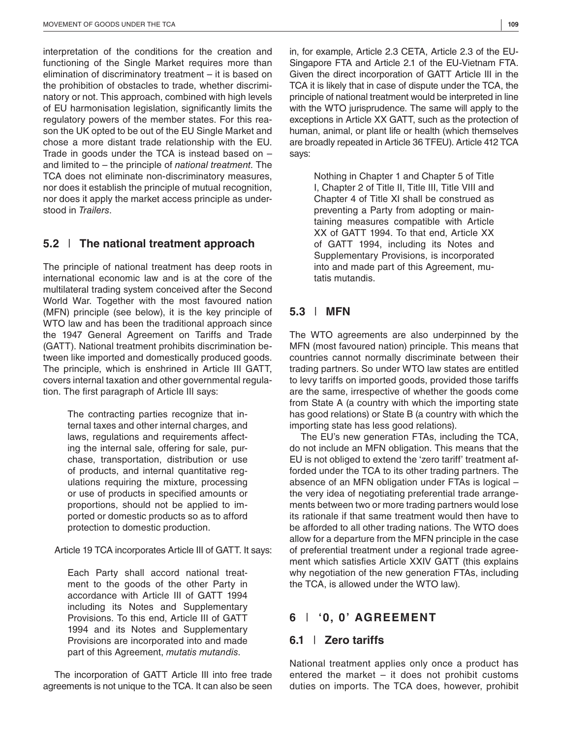interpretation of the conditions for the creation and functioning of the Single Market requires more than elimination of discriminatory treatment – it is based on the prohibition of obstacles to trade, whether discriminatory or not. This approach, combined with high levels of EU harmonisation legislation, significantly limits the regulatory powers of the member states. For this reason the UK opted to be out of the EU Single Market and chose a more distant trade relationship with the EU. Trade in goods under the TCA is instead based on – and limited to – the principle of *national treatment*. The TCA does not eliminate non-discriminatory measures, nor does it establish the principle of mutual recognition, nor does it apply the market access principle as understood in *Trailers*.

### 5.2 | The national treatment approach

The principle of national treatment has deep roots in international economic law and is at the core of the multilateral trading system conceived after the Second World War. Together with the most favoured nation (MFN) principle (see below), it is the key principle of WTO law and has been the traditional approach since the 1947 General Agreement on Tariffs and Trade (GATT). National treatment prohibits discrimination between like imported and domestically produced goods. The principle, which is enshrined in Article III GATT, covers internal taxation and other governmental regulation. The first paragraph of Article III says:

> The contracting parties recognize that internal taxes and other internal charges, and laws, regulations and requirements affecting the internal sale, offering for sale, purchase, transportation, distribution or use of products, and internal quantitative regulations requiring the mixture, processing or use of products in specified amounts or proportions, should not be applied to imported or domestic products so as to afford protection to domestic production.

Article 19 TCA incorporates Article III of GATT. It says:

> Each Party shall accord national treatment to the goods of the other Party in accordance with Article III of GATT 1994 including its Notes and Supplementary Provisions. To this end, Article III of GATT 1994 and its Notes and Supplementary Provisions are incorporated into and made part of this Agreement, *mutatis mutandis*.

The incorporation of GATT Article III into free trade agreements is not unique to the TCA. It can also be seen in, for example, Article 2.3 CETA, Article 2.3 of the EU-Singapore FTA and Article 2.1 of the EU-Vietnam FTA. Given the direct incorporation of GATT Article III in the TCA it is likely that in case of dispute under the TCA, the principle of national treatment would be interpreted in line with the WTO jurisprudence. The same will apply to the exceptions in Article XX GATT, such as the protection of human, animal, or plant life or health (which themselves are broadly repeated in Article 36 TFEU). Article 412 TCA says:

> Nothing in Chapter 1 and Chapter 5 of Title I, Chapter 2 of Title II, Title III, Title VIII and Chapter 4 of Title XI shall be construed as preventing a Party from adopting or maintaining measures compatible with Article XX of GATT 1994. To that end, Article XX of GATT 1994, including its Notes and Supplementary Provisions, is incorporated into and made part of this Agreement, mutatis mutandis.

### 5.3 | MFN

The WTO agreements are also underpinned by the MFN (most favoured nation) principle. This means that countries cannot normally discriminate between their trading partners. So under WTO law states are entitled to levy tariffs on imported goods, provided those tariffs are the same, irrespective of whether the goods come from State A (a country with which the importing state has good relations) or State B (a country with which the importing state has less good relations).

The EU's new generation FTAs, including the TCA, do not include an MFN obligation. This means that the EU is not obliged to extend the 'zero tariff' treatment afforded under the TCA to its other trading partners. The absence of an MFN obligation under FTAs is logical – the very idea of negotiating preferential trade arrangements between two or more trading partners would lose its rationale if that same treatment would then have to be afforded to all other trading nations. The WTO does allow for a departure from the MFN principle in the case of preferential treatment under a regional trade agreement which satisfies Article XXIV GATT (this explains why negotiation of the new generation FTAs, including the TCA, is allowed under the WTO law).

## 6 | '0, 0' AGREEMENT

### 6.1 | Zero tariffs

National treatment applies only once a product has entered the market – it does not prohibit customs duties on imports. The TCA does, however, prohibit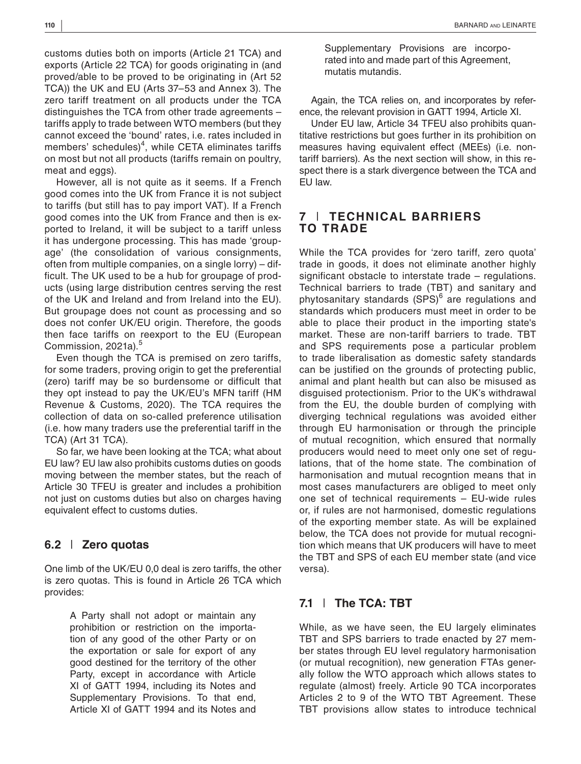customs duties both on imports (Article 21 TCA) and exports (Article 22 TCA) for goods originating in (and proved/able to be proved to be originating in (Art 52 TCA)) the UK and EU (Arts 37–53 and Annex 3). The zero tariff treatment on all products under the TCA distinguishes the TCA from other trade agreements – tariffs apply to trade between WTO members (but they cannot exceed the 'bound' rates, i.e. rates included in members' schedules)[4], while CETA eliminates tariffs on most but not all products (tariffs remain on poultry, meat and eggs).

However, all is not quite as it seems. If a French good comes into the UK from France it is not subject to tariffs (but still has to pay import VAT). If a French good comes into the UK from France and then is exported to Ireland, it will be subject to a tariff unless it has undergone processing. This has made 'groupage' (the consolidation of various consignments, often from multiple companies, on a single lorry) – difficult. The UK used to be a hub for groupage of products (using large distribution centres serving the rest of the UK and Ireland and from Ireland into the EU). But groupage does not count as processing and so does not confer UK/EU origin. Therefore, the goods then face tariffs on reexport to the EU (European Commission, 2021a).[5]

Even though the TCA is premised on zero tariffs, for some traders, proving origin to get the preferential (zero) tariff may be so burdensome or difficult that they opt instead to pay the UK/EU's MFN tariff (HM Revenue & Customs, 2020). The TCA requires the collection of data on so-called preference utilisation (i.e. how many traders use the preferential tariff in the TCA) (Art 31 TCA).

So far, we have been looking at the TCA; what about EU law? EU law also prohibits customs duties on goods moving between the member states, but the reach of Article 30 TFEU is greater and includes a prohibition not just on customs duties but also on charges having equivalent effect to customs duties.

### 6.2 | Zero quotas

One limb of the UK/EU 0,0 deal is zero tariffs, the other is zero quotas. This is found in Article 26 TCA which provides:

> A Party shall not adopt or maintain any prohibition or restriction on the importation of any good of the other Party or on the exportation or sale for export of any good destined for the territory of the other Party, except in accordance with Article XI of GATT 1994, including its Notes and Supplementary Provisions. To that end, Article XI of GATT 1994 and its Notes and Supplementary Provisions are incorporated into and made part of this Agreement, mutatis mutandis.

Again, the TCA relies on, and incorporates by reference, the relevant provision in GATT 1994, Article XI.

Under EU law, Article 34 TFEU also prohibits quantitative restrictions but goes further in its prohibition on measures having equivalent effect (MEEs) (i.e. non-tariff barriers). As the next section will show, in this respect there is a stark divergence between the TCA and EU law.

## 7 | TECHNICAL BARRIERS TO TRADE

While the TCA provides for 'zero tariff, zero quota' trade in goods, it does not eliminate another highly significant obstacle to interstate trade – regulations. Technical barriers to trade (TBT) and sanitary and phytosanitary standards (SPS)[6] are regulations and standards which producers must meet in order to be able to place their product in the importing state's market. These are non-tariff barriers to trade. TBT and SPS requirements pose a particular problem to trade liberalisation as domestic safety standards can be justified on the grounds of protecting public, animal and plant health but can also be misused as disguised protectionism. Prior to the UK's withdrawal from the EU, the double burden of complying with diverging technical regulations was avoided either through EU harmonisation or through the principle of mutual recognition, which ensured that normally producers would need to meet only one set of regulations, that of the home state. The combination of harmonisation and mutual recogntion means that in most cases manufacturers are obliged to meet only one set of technical requirements – EU-wide rules or, if rules are not harmonised, domestic regulations of the exporting member state. As will be explained below, the TCA does not provide for mutual recognition which means that UK producers will have to meet the TBT and SPS of each EU member state (and vice versa).

### 7.1 | The TCA: TBT

While, as we have seen, the EU largely eliminates TBT and SPS barriers to trade enacted by 27 member states through EU level regulatory harmonisation (or mutual recognition), new generation FTAs generally follow the WTO approach which allows states to regulate (almost) freely. Article 90 TCA incorporates Articles 2 to 9 of the WTO TBT Agreement. These TBT provisions allow states to introduce technical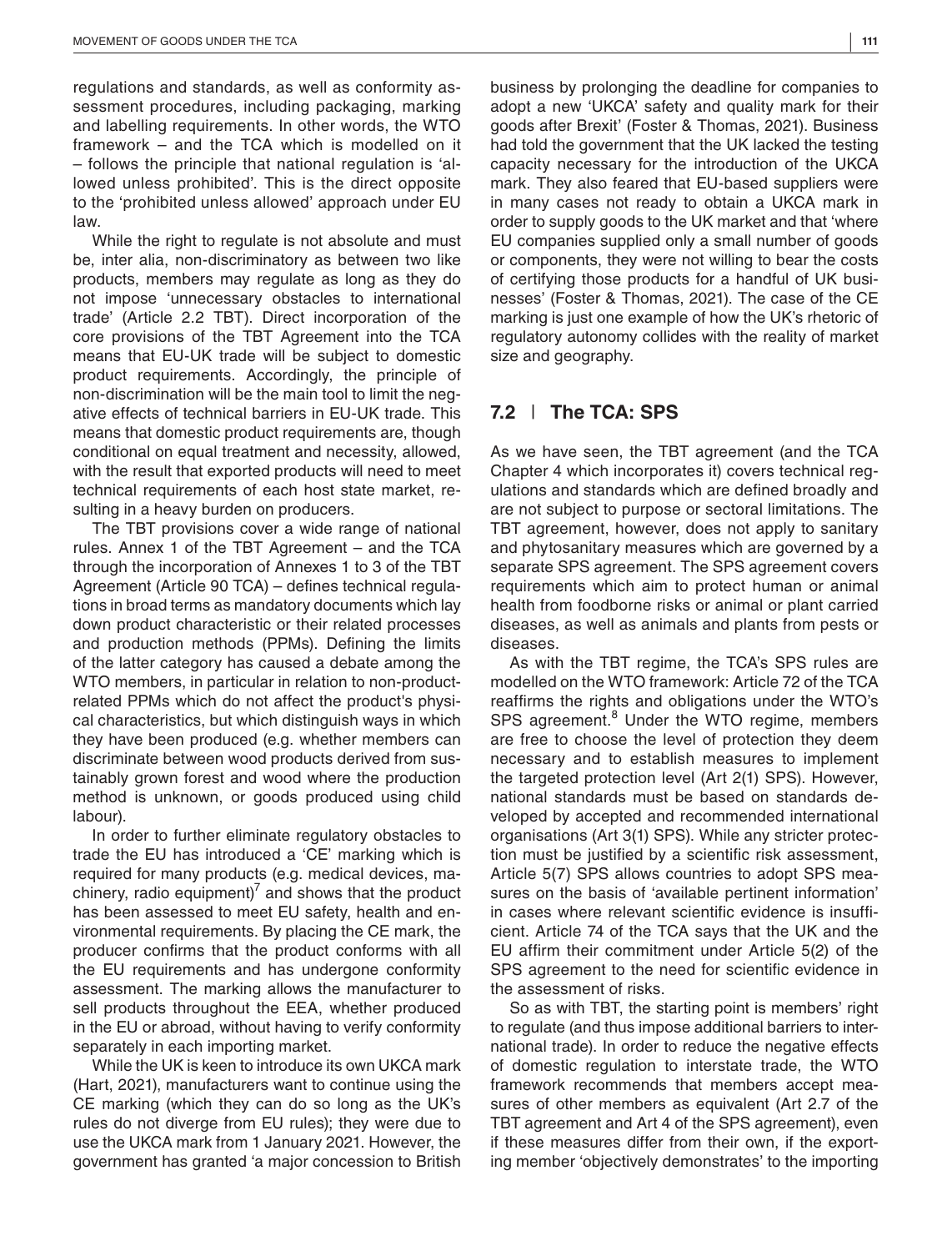regulations and standards, as well as conformity assessment procedures, including packaging, marking and labelling requirements. In other words, the WTO framework – and the TCA which is modelled on it – follows the principle that national regulation is 'allowed unless prohibited'. This is the direct opposite to the 'prohibited unless allowed' approach under EU law.

While the right to regulate is not absolute and must be, inter alia, non-discriminatory as between two like products, members may regulate as long as they do not impose 'unnecessary obstacles to international trade' (Article 2.2 TBT). Direct incorporation of the core provisions of the TBT Agreement into the TCA means that EU-UK trade will be subject to domestic product requirements. Accordingly, the principle of non-discrimination will be the main tool to limit the negative effects of technical barriers in EU-UK trade. This means that domestic product requirements are, though conditional on equal treatment and necessity, allowed, with the result that exported products will need to meet technical requirements of each host state market, resulting in a heavy burden on producers.

The TBT provisions cover a wide range of national rules. Annex 1 of the TBT Agreement – and the TCA through the incorporation of Annexes 1 to 3 of the TBT Agreement (Article 90 TCA) – defines technical regulations in broad terms as mandatory documents which lay down product characteristic or their related processes and production methods (PPMs). Defining the limits of the latter category has caused a debate among the WTO members, in particular in relation to non-product-related PPMs which do not affect the product's physical characteristics, but which distinguish ways in which they have been produced (e.g. whether members can discriminate between wood products derived from sustainably grown forest and wood where the production method is unknown, or goods produced using child labour).

In order to further eliminate regulatory obstacles to trade the EU has introduced a 'CE' marking which is required for many products (e.g. medical devices, machinery, radio equipment)[7] and shows that the product has been assessed to meet EU safety, health and environmental requirements. By placing the CE mark, the producer confirms that the product conforms with all the EU requirements and has undergone conformity assessment. The marking allows the manufacturer to sell products throughout the EEA, whether produced in the EU or abroad, without having to verify conformity separately in each importing market.

While the UK is keen to introduce its own UKCA mark (Hart, 2021), manufacturers want to continue using the CE marking (which they can do so long as the UK's rules do not diverge from EU rules); they were due to use the UKCA mark from 1 January 2021. However, the government has granted 'a major concession to British business by prolonging the deadline for companies to adopt a new 'UKCA' safety and quality mark for their goods after Brexit' (Foster & Thomas, 2021). Business had told the government that the UK lacked the testing capacity necessary for the introduction of the UKCA mark. They also feared that EU-based suppliers were in many cases not ready to obtain a UKCA mark in order to supply goods to the UK market and that 'where EU companies supplied only a small number of goods or components, they were not willing to bear the costs of certifying those products for a handful of UK businesses' (Foster & Thomas, 2021). The case of the CE marking is just one example of how the UK's rhetoric of regulatory autonomy collides with the reality of market size and geography.

## 7.2 | The TCA: SPS

As we have seen, the TBT agreement (and the TCA Chapter 4 which incorporates it) covers technical regulations and standards which are defined broadly and are not subject to purpose or sectoral limitations. The TBT agreement, however, does not apply to sanitary and phytosanitary measures which are governed by a separate SPS agreement. The SPS agreement covers requirements which aim to protect human or animal health from foodborne risks or animal or plant carried diseases, as well as animals and plants from pests or diseases.

As with the TBT regime, the TCA's SPS rules are modelled on the WTO framework: Article 72 of the TCA reaffirms the rights and obligations under the WTO's SPS agreement.[8] Under the WTO regime, members are free to choose the level of protection they deem necessary and to establish measures to implement the targeted protection level (Art 2(1) SPS). However, national standards must be based on standards developed by accepted and recommended international organisations (Art 3(1) SPS). While any stricter protection must be justified by a scientific risk assessment, Article 5(7) SPS allows countries to adopt SPS measures on the basis of 'available pertinent information' in cases where relevant scientific evidence is insufficient. Article 74 of the TCA says that the UK and the EU affirm their commitment under Article 5(2) of the SPS agreement to the need for scientific evidence in the assessment of risks.

So as with TBT, the starting point is members' right to regulate (and thus impose additional barriers to international trade). In order to reduce the negative effects of domestic regulation to interstate trade, the WTO framework recommends that members accept measures of other members as equivalent (Art 2.7 of the TBT agreement and Art 4 of the SPS agreement), even if these measures differ from their own, if the exporting member 'objectively demonstrates' to the importing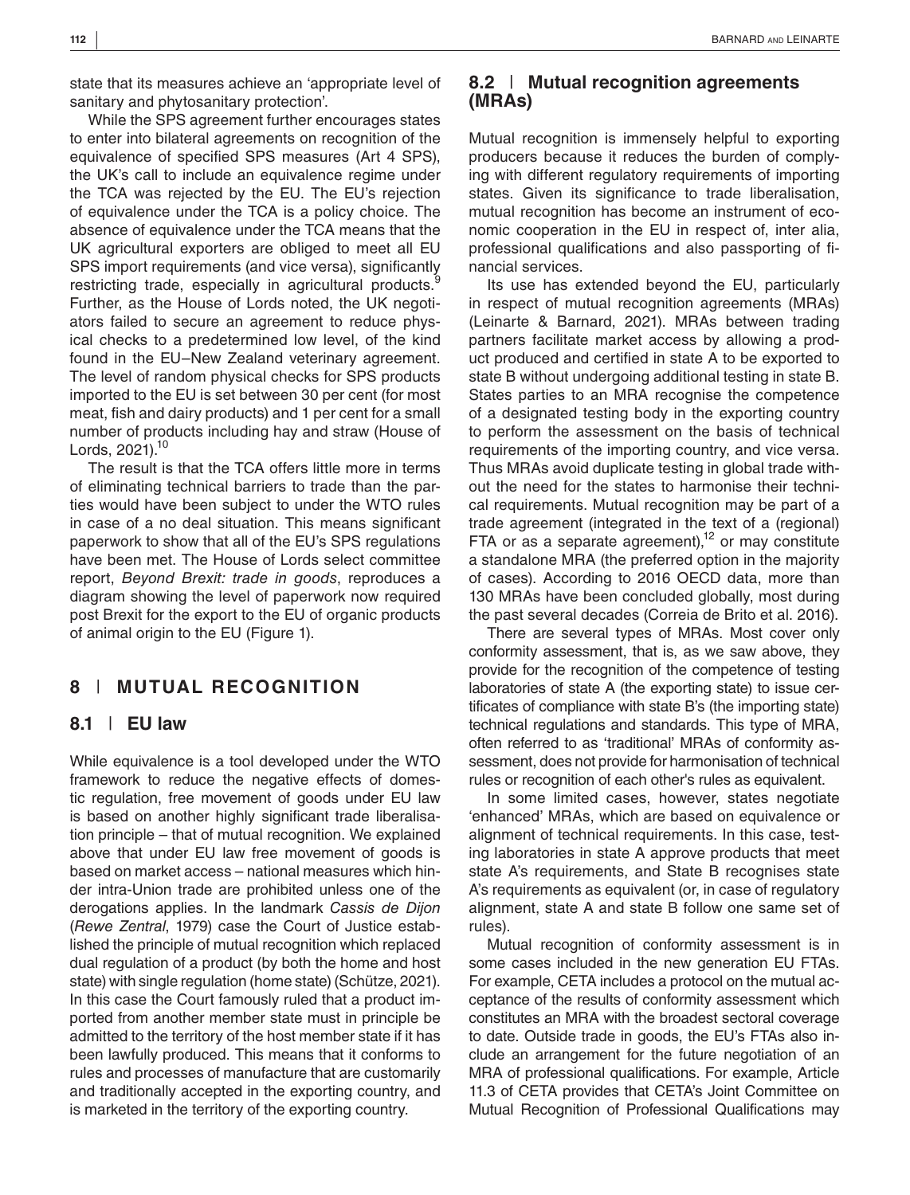state that its measures achieve an 'appropriate level of sanitary and phytosanitary protection'.

While the SPS agreement further encourages states to enter into bilateral agreements on recognition of the equivalence of specified SPS measures (Art 4 SPS), the UK's call to include an equivalence regime under the TCA was rejected by the EU. The EU's rejection of equivalence under the TCA is a policy choice. The absence of equivalence under the TCA means that the UK agricultural exporters are obliged to meet all EU SPS import requirements (and vice versa), significantly restricting trade, especially in agricultural products.[9] Further, as the House of Lords noted, the UK negotiators failed to secure an agreement to reduce physical checks to a predetermined low level, of the kind found in the EU–New Zealand veterinary agreement. The level of random physical checks for SPS products imported to the EU is set between 30 per cent (for most meat, fish and dairy products) and 1 per cent for a small number of products including hay and straw (House of Lords, 2021).[10]

The result is that the TCA offers little more in terms of eliminating technical barriers to trade than the parties would have been subject to under the WTO rules in case of a no deal situation. This means significant paperwork to show that all of the EU's SPS regulations have been met. The House of Lords select committee report, *Beyond Brexit: trade in goods*, reproduces a diagram showing the level of paperwork now required post Brexit for the export to the EU of organic products of animal origin to the EU (Figure 1).

## 8 | MUTUAL RECOGNITION

### 8.1 | EU law

While equivalence is a tool developed under the WTO framework to reduce the negative effects of domestic regulation, free movement of goods under EU law is based on another highly significant trade liberalisation principle – that of mutual recognition. We explained above that under EU law free movement of goods is based on market access – national measures which hinder intra-Union trade are prohibited unless one of the derogations applies. In the landmark *Cassis de Dijon* (*Rewe Zentral*, 1979) case the Court of Justice established the principle of mutual recognition which replaced dual regulation of a product (by both the home and host state) with single regulation (home state) (Schütze, 2021). In this case the Court famously ruled that a product imported from another member state must in principle be admitted to the territory of the host member state if it has been lawfully produced. This means that it conforms to rules and processes of manufacture that are customarily and traditionally accepted in the exporting country, and is marketed in the territory of the exporting country.

### 8.2 | Mutual recognition agreements (MRAs)

Mutual recognition is immensely helpful to exporting producers because it reduces the burden of complying with different regulatory requirements of importing states. Given its significance to trade liberalisation, mutual recognition has become an instrument of economic cooperation in the EU in respect of, inter alia, professional qualifications and also passporting of financial services.

Its use has extended beyond the EU, particularly in respect of mutual recognition agreements (MRAs) (Leinarte & Barnard, 2021). MRAs between trading partners facilitate market access by allowing a product produced and certified in state A to be exported to state B without undergoing additional testing in state B. States parties to an MRA recognise the competence of a designated testing body in the exporting country to perform the assessment on the basis of technical requirements of the importing country, and vice versa. Thus MRAs avoid duplicate testing in global trade without the need for the states to harmonise their technical requirements. Mutual recognition may be part of a trade agreement (integrated in the text of a (regional) FTA or as a separate agreement),[12] or may constitute a standalone MRA (the preferred option in the majority of cases). According to 2016 OECD data, more than 130 MRAs have been concluded globally, most during the past several decades (Correia de Brito et al. 2016).

There are several types of MRAs. Most cover only conformity assessment, that is, as we saw above, they provide for the recognition of the competence of testing laboratories of state A (the exporting state) to issue certificates of compliance with state B's (the importing state) technical regulations and standards. This type of MRA, often referred to as 'traditional' MRAs of conformity assessment, does not provide for harmonisation of technical rules or recognition of each other's rules as equivalent.

In some limited cases, however, states negotiate 'enhanced' MRAs, which are based on equivalence or alignment of technical requirements. In this case, testing laboratories in state A approve products that meet state A's requirements, and State B recognises state A's requirements as equivalent (or, in case of regulatory alignment, state A and state B follow one same set of rules).

Mutual recognition of conformity assessment is in some cases included in the new generation EU FTAs. For example, CETA includes a protocol on the mutual acceptance of the results of conformity assessment which constitutes an MRA with the broadest sectoral coverage to date. Outside trade in goods, the EU's FTAs also include an arrangement for the future negotiation of an MRA of professional qualifications. For example, Article 11.3 of CETA provides that CETA's Joint Committee on Mutual Recognition of Professional Qualifications may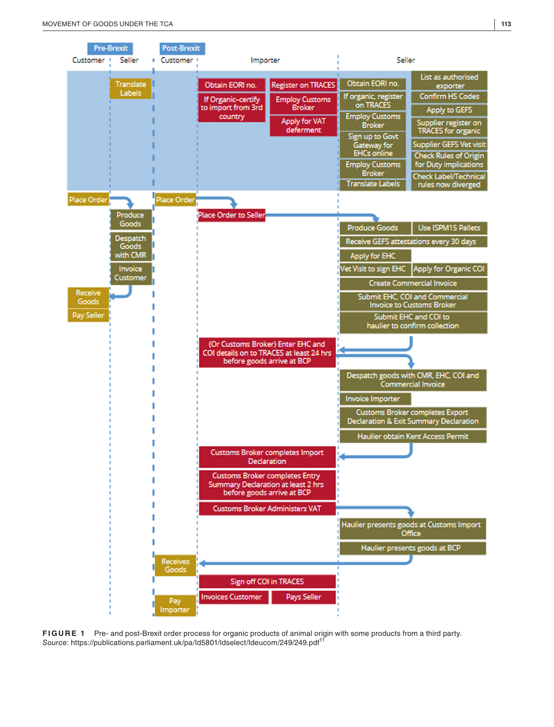**Pre-Brexit**

Customer | Seller

- Seller: Translate Labels
- Customer: Place Order
- Seller: Produce Goods
- Seller: Despatch Goods with CMR
- Seller: Invoice Customer
- Customer: Receive Goods
- Customer: Pay Seller

**Post-Brexit**

Customer | Importer | Seller

Importer (preparation):

- Obtain EORI no.
- If Organic–certify to import from 3rd country
- Register on TRACES
- Employ Customs Broker
- Apply for VAT deferment

Seller (preparation):

- Obtain EORI no.
- If organic, register on TRACES
- Employ Customs Broker
- Sign up to Govt Gateway for EHCs online
- Employ Customs Broker
- Translate Labels
- List as authorised exporter
- Confirm HS Codes
- Apply to GEFS
- Supplier register on TRACES for organic
- Supplier GEFS Vet visit
- Check Rules of Origin for Duty implications
- Check Label/Technical rules now diverged

Order process:

- Customer: Place Order
- Importer: Place Order to Seller
- Seller: Produce Goods
- Seller: Use ISPM15 Pallets
- Seller: Receive GEFS attestations every 30 days
- Seller: Apply for EHC
- Seller: Vet Visit to sign EHC
- Seller: Apply for Organic COI
- Seller: Create Commercial Invoice
- Seller: Submit EHC, COI and Commercial Invoice to Customs Broker
- Seller: Submit EHC and COI to haulier to confirm collection
- Importer: (Or Customs Broker) Enter EHC and COI details on to TRACES at least 24 hrs before goods arrive at BCP
- Seller: Despatch goods with CMR, EHC, COI and Commercial Invoice
- Seller: Invoice Importer
- Seller: Customs Broker completes Export Declaration & Exit Summary Declaration
- Seller: Haulier obtain Kent Access Permit
- Importer: Customs Broker completes Import Declaration
- Importer: Customs Broker completes Entry Summary Declaration at least 2 hrs before goods arrive at BCP
- Importer: Customs Broker Administers VAT
- Seller: Haulier presents goods at Customs Import Office
- Seller: Haulier presents goods at BCP
- Customer: Receives Goods
- Importer: Sign off COI in TRACES
- Importer: Invoices Customer
- Importer: Pays Seller
- Customer: Pay Importer

**FIGURE 1** Pre- and post-Brexit order process for organic products of animal origin with some products from a third party. *Source*: https://publications.parliament.uk/pa/ld5801/ldselect/ldeucom/249/249.pdf[11]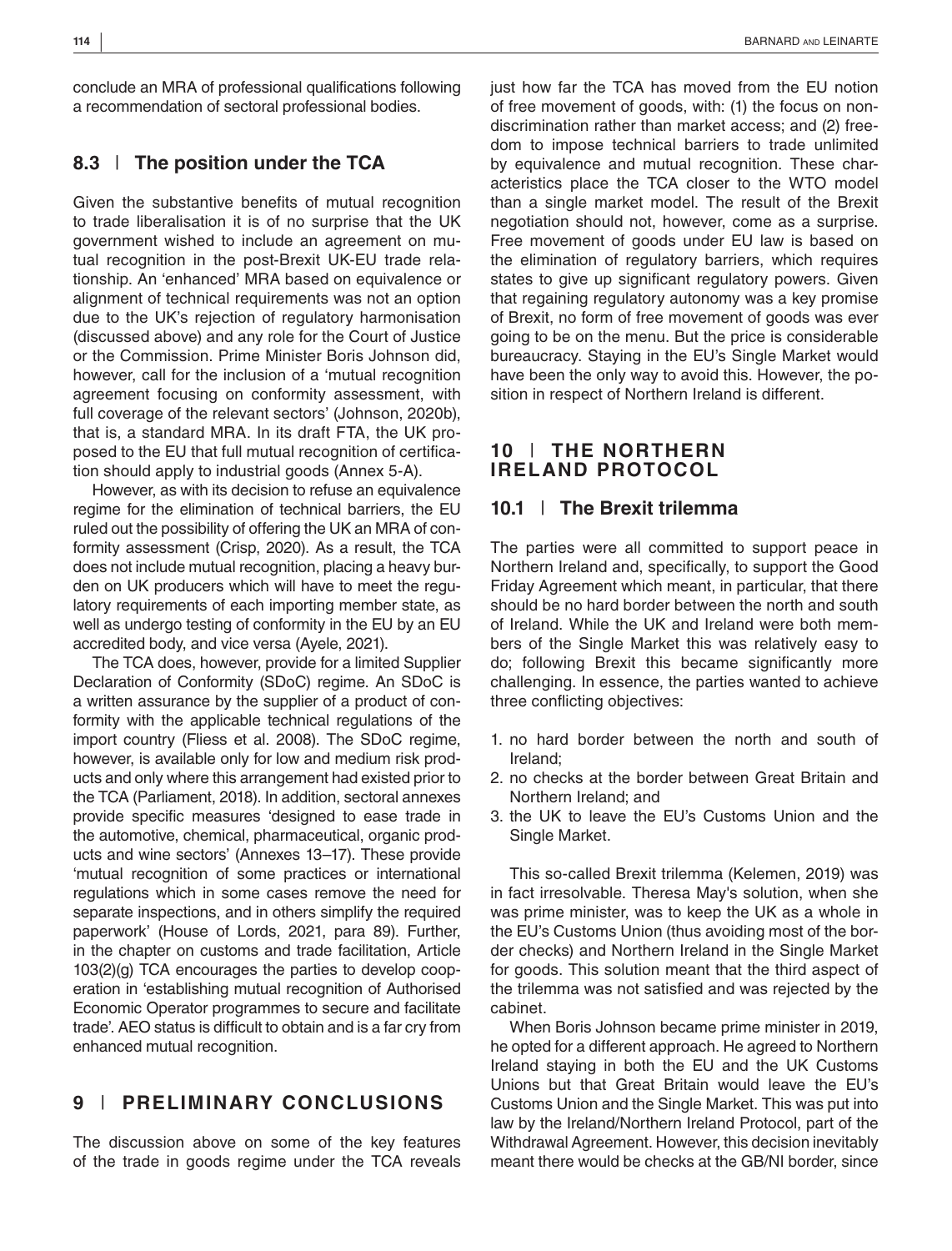conclude an MRA of professional qualifications following a recommendation of sectoral professional bodies.

### 8.3 | The position under the TCA

Given the substantive benefits of mutual recognition to trade liberalisation it is of no surprise that the UK government wished to include an agreement on mutual recognition in the post-Brexit UK-EU trade relationship. An 'enhanced' MRA based on equivalence or alignment of technical requirements was not an option due to the UK's rejection of regulatory harmonisation (discussed above) and any role for the Court of Justice or the Commission. Prime Minister Boris Johnson did, however, call for the inclusion of a 'mutual recognition agreement focusing on conformity assessment, with full coverage of the relevant sectors' (Johnson, 2020b), that is, a standard MRA. In its draft FTA, the UK proposed to the EU that full mutual recognition of certification should apply to industrial goods (Annex 5-A).

However, as with its decision to refuse an equivalence regime for the elimination of technical barriers, the EU ruled out the possibility of offering the UK an MRA of conformity assessment (Crisp, 2020). As a result, the TCA does not include mutual recognition, placing a heavy burden on UK producers which will have to meet the regulatory requirements of each importing member state, as well as undergo testing of conformity in the EU by an EU accredited body, and vice versa (Ayele, 2021).

The TCA does, however, provide for a limited Supplier Declaration of Conformity (SDoC) regime. An SDoC is a written assurance by the supplier of a product of conformity with the applicable technical regulations of the import country (Fliess et al. 2008). The SDoC regime, however, is available only for low and medium risk products and only where this arrangement had existed prior to the TCA (Parliament, 2018). In addition, sectoral annexes provide specific measures 'designed to ease trade in the automotive, chemical, pharmaceutical, organic products and wine sectors' (Annexes 13–17). These provide 'mutual recognition of some practices or international regulations which in some cases remove the need for separate inspections, and in others simplify the required paperwork' (House of Lords, 2021, para 89). Further, in the chapter on customs and trade facilitation, Article 103(2)(g) TCA encourages the parties to develop cooperation in 'establishing mutual recognition of Authorised Economic Operator programmes to secure and facilitate trade'. AEO status is difficult to obtain and is a far cry from enhanced mutual recognition.

## 9 | PRELIMINARY CONCLUSIONS

The discussion above on some of the key features of the trade in goods regime under the TCA reveals just how far the TCA has moved from the EU notion of free movement of goods, with: (1) the focus on non-discrimination rather than market access; and (2) freedom to impose technical barriers to trade unlimited by equivalence and mutual recognition. These characteristics place the TCA closer to the WTO model than a single market model. The result of the Brexit negotiation should not, however, come as a surprise. Free movement of goods under EU law is based on the elimination of regulatory barriers, which requires states to give up significant regulatory powers. Given that regaining regulatory autonomy was a key promise of Brexit, no form of free movement of goods was ever going to be on the menu. But the price is considerable bureaucracy. Staying in the EU's Single Market would have been the only way to avoid this. However, the position in respect of Northern Ireland is different.

## 10 | THE NORTHERN IRELAND PROTOCOL

### 10.1 | The Brexit trilemma

The parties were all committed to support peace in Northern Ireland and, specifically, to support the Good Friday Agreement which meant, in particular, that there should be no hard border between the north and south of Ireland. While the UK and Ireland were both members of the Single Market this was relatively easy to do; following Brexit this became significantly more challenging. In essence, the parties wanted to achieve three conflicting objectives:

1. no hard border between the north and south of Ireland;
2. no checks at the border between Great Britain and Northern Ireland; and
3. the UK to leave the EU's Customs Union and the Single Market.

This so-called Brexit trilemma (Kelemen, 2019) was in fact irresolvable. Theresa May's solution, when she was prime minister, was to keep the UK as a whole in the EU's Customs Union (thus avoiding most of the border checks) and Northern Ireland in the Single Market for goods. This solution meant that the third aspect of the trilemma was not satisfied and was rejected by the cabinet.

When Boris Johnson became prime minister in 2019, he opted for a different approach. He agreed to Northern Ireland staying in both the EU and the UK Customs Unions but that Great Britain would leave the EU's Customs Union and the Single Market. This was put into law by the Ireland/Northern Ireland Protocol, part of the Withdrawal Agreement. However, this decision inevitably meant there would be checks at the GB/NI border, since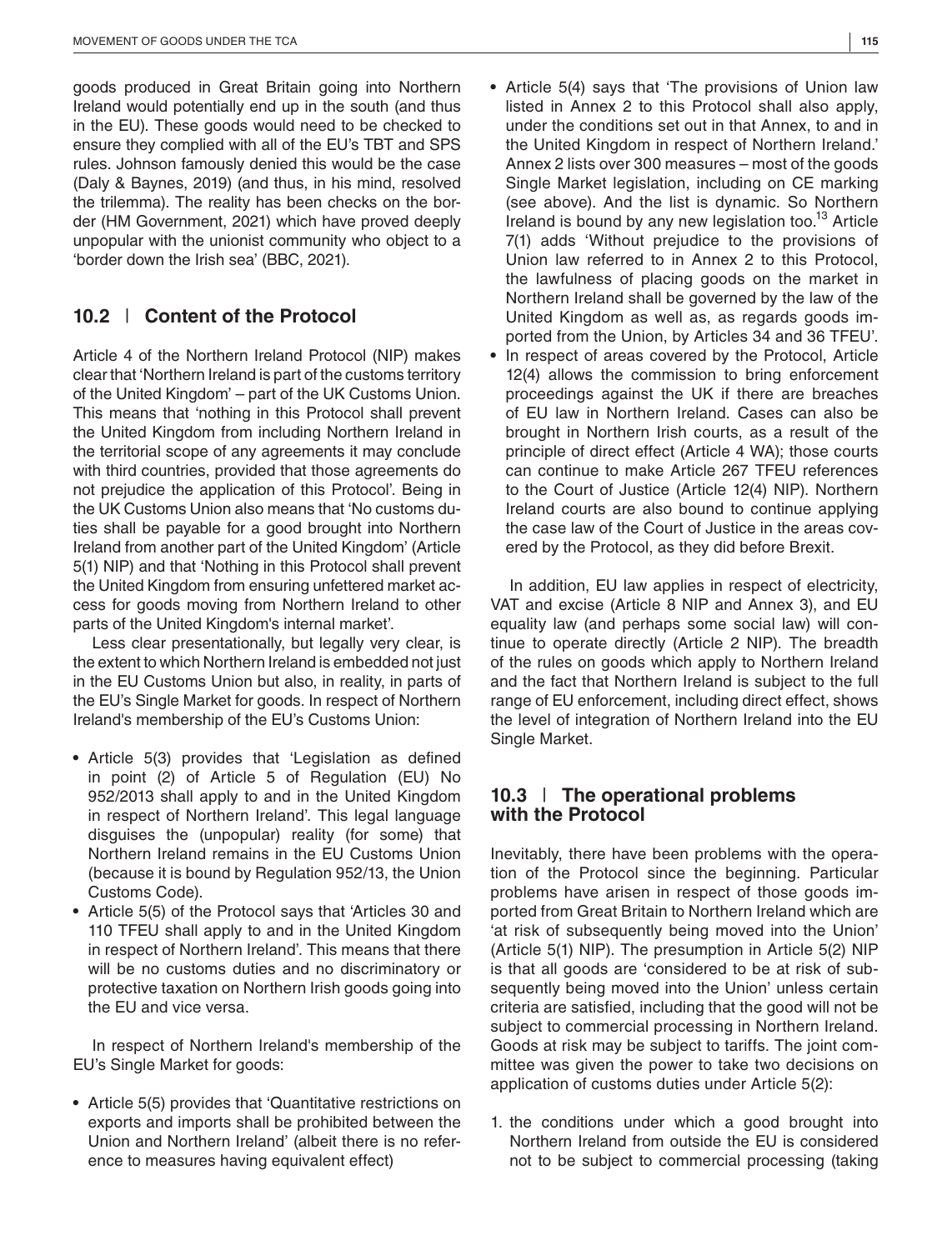goods produced in Great Britain going into Northern Ireland would potentially end up in the south (and thus in the EU). These goods would need to be checked to ensure they complied with all of the EU's TBT and SPS rules. Johnson famously denied this would be the case (Daly & Baynes, 2019) (and thus, in his mind, resolved the trilemma). The reality has been checks on the border (HM Government, 2021) which have proved deeply unpopular with the unionist community who object to a 'border down the Irish sea' (BBC, 2021).

## 10.2 | Content of the Protocol

Article 4 of the Northern Ireland Protocol (NIP) makes clear that 'Northern Ireland is part of the customs territory of the United Kingdom' – part of the UK Customs Union. This means that 'nothing in this Protocol shall prevent the United Kingdom from including Northern Ireland in the territorial scope of any agreements it may conclude with third countries, provided that those agreements do not prejudice the application of this Protocol'. Being in the UK Customs Union also means that 'No customs duties shall be payable for a good brought into Northern Ireland from another part of the United Kingdom' (Article 5(1) NIP) and that 'Nothing in this Protocol shall prevent the United Kingdom from ensuring unfettered market access for goods moving from Northern Ireland to other parts of the United Kingdom's internal market'.

Less clear presentationally, but legally very clear, is the extent to which Northern Ireland is embedded not just in the EU Customs Union but also, in reality, in parts of the EU's Single Market for goods. In respect of Northern Ireland's membership of the EU's Customs Union:

- Article 5(3) provides that 'Legislation as defined in point (2) of Article 5 of Regulation (EU) No 952/2013 shall apply to and in the United Kingdom in respect of Northern Ireland'. This legal language disguises the (unpopular) reality (for some) that Northern Ireland remains in the EU Customs Union (because it is bound by Regulation 952/13, the Union Customs Code).
- Article 5(5) of the Protocol says that 'Articles 30 and 110 TFEU shall apply to and in the United Kingdom in respect of Northern Ireland'. This means that there will be no customs duties and no discriminatory or protective taxation on Northern Irish goods going into the EU and vice versa.

In respect of Northern Ireland's membership of the EU's Single Market for goods:

- Article 5(5) provides that 'Quantitative restrictions on exports and imports shall be prohibited between the Union and Northern Ireland' (albeit there is no reference to measures having equivalent effect)
- Article 5(4) says that 'The provisions of Union law listed in Annex 2 to this Protocol shall also apply, under the conditions set out in that Annex, to and in the United Kingdom in respect of Northern Ireland.' Annex 2 lists over 300 measures – most of the goods Single Market legislation, including on CE marking (see above). And the list is dynamic. So Northern Ireland is bound by any new legislation too.[13] Article 7(1) adds 'Without prejudice to the provisions of Union law referred to in Annex 2 to this Protocol, the lawfulness of placing goods on the market in Northern Ireland shall be governed by the law of the United Kingdom as well as, as regards goods imported from the Union, by Articles 34 and 36 TFEU'.
- In respect of areas covered by the Protocol, Article 12(4) allows the commission to bring enforcement proceedings against the UK if there are breaches of EU law in Northern Ireland. Cases can also be brought in Northern Irish courts, as a result of the principle of direct effect (Article 4 WA); those courts can continue to make Article 267 TFEU references to the Court of Justice (Article 12(4) NIP). Northern Ireland courts are also bound to continue applying the case law of the Court of Justice in the areas covered by the Protocol, as they did before Brexit.

In addition, EU law applies in respect of electricity, VAT and excise (Article 8 NIP and Annex 3), and EU equality law (and perhaps some social law) will continue to operate directly (Article 2 NIP). The breadth of the rules on goods which apply to Northern Ireland and the fact that Northern Ireland is subject to the full range of EU enforcement, including direct effect, shows the level of integration of Northern Ireland into the EU Single Market.

## 10.3 | The operational problems with the Protocol

Inevitably, there have been problems with the operation of the Protocol since the beginning. Particular problems have arisen in respect of those goods imported from Great Britain to Northern Ireland which are 'at risk of subsequently being moved into the Union' (Article 5(1) NIP). The presumption in Article 5(2) NIP is that all goods are 'considered to be at risk of subsequently being moved into the Union' unless certain criteria are satisfied, including that the good will not be subject to commercial processing in Northern Ireland. Goods at risk may be subject to tariffs. The joint committee was given the power to take two decisions on application of customs duties under Article 5(2):

1. the conditions under which a good brought into Northern Ireland from outside the EU is considered not to be subject to commercial processing (taking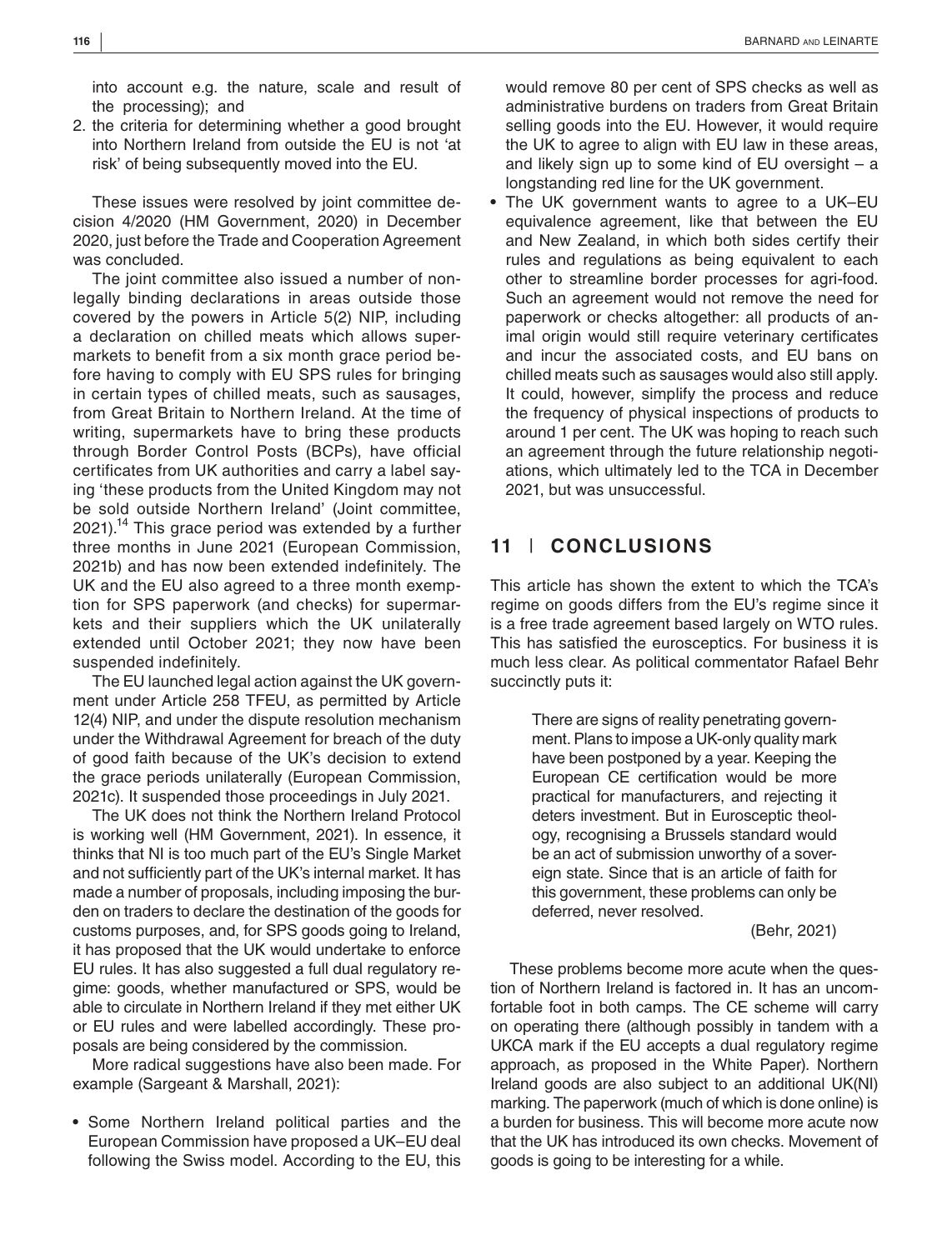into account e.g. the nature, scale and result of the processing); and

2. the criteria for determining whether a good brought into Northern Ireland from outside the EU is not 'at risk' of being subsequently moved into the EU.

These issues were resolved by joint committee decision 4/2020 (HM Government, 2020) in December 2020, just before the Trade and Cooperation Agreement was concluded.

The joint committee also issued a number of non-legally binding declarations in areas outside those covered by the powers in Article 5(2) NIP, including a declaration on chilled meats which allows supermarkets to benefit from a six month grace period before having to comply with EU SPS rules for bringing in certain types of chilled meats, such as sausages, from Great Britain to Northern Ireland. At the time of writing, supermarkets have to bring these products through Border Control Posts (BCPs), have official certificates from UK authorities and carry a label saying 'these products from the United Kingdom may not be sold outside Northern Ireland' (Joint committee, 2021).[14] This grace period was extended by a further three months in June 2021 (European Commission, 2021b) and has now been extended indefinitely. The UK and the EU also agreed to a three month exemption for SPS paperwork (and checks) for supermarkets and their suppliers which the UK unilaterally extended until October 2021; they now have been suspended indefinitely.

The EU launched legal action against the UK government under Article 258 TFEU, as permitted by Article 12(4) NIP, and under the dispute resolution mechanism under the Withdrawal Agreement for breach of the duty of good faith because of the UK's decision to extend the grace periods unilaterally (European Commission, 2021c). It suspended those proceedings in July 2021.

The UK does not think the Northern Ireland Protocol is working well (HM Government, 2021). In essence, it thinks that NI is too much part of the EU's Single Market and not sufficiently part of the UK's internal market. It has made a number of proposals, including imposing the burden on traders to declare the destination of the goods for customs purposes, and, for SPS goods going to Ireland, it has proposed that the UK would undertake to enforce EU rules. It has also suggested a full dual regulatory regime: goods, whether manufactured or SPS, would be able to circulate in Northern Ireland if they met either UK or EU rules and were labelled accordingly. These proposals are being considered by the commission.

More radical suggestions have also been made. For example (Sargeant & Marshall, 2021):

- Some Northern Ireland political parties and the European Commission have proposed a UK–EU deal following the Swiss model. According to the EU, this would remove 80 per cent of SPS checks as well as administrative burdens on traders from Great Britain selling goods into the EU. However, it would require the UK to agree to align with EU law in these areas, and likely sign up to some kind of EU oversight – a longstanding red line for the UK government.
- The UK government wants to agree to a UK–EU equivalence agreement, like that between the EU and New Zealand, in which both sides certify their rules and regulations as being equivalent to each other to streamline border processes for agri-food. Such an agreement would not remove the need for paperwork or checks altogether: all products of animal origin would still require veterinary certificates and incur the associated costs, and EU bans on chilled meats such as sausages would also still apply. It could, however, simplify the process and reduce the frequency of physical inspections of products to around 1 per cent. The UK was hoping to reach such an agreement through the future relationship negotiations, which ultimately led to the TCA in December 2021, but was unsuccessful.

## 11 | CONCLUSIONS

This article has shown the extent to which the TCA's regime on goods differs from the EU's regime since it is a free trade agreement based largely on WTO rules. This has satisfied the eurosceptics. For business it is much less clear. As political commentator Rafael Behr succinctly puts it:

> There are signs of reality penetrating government. Plans to impose a UK-only quality mark have been postponed by a year. Keeping the European CE certification would be more practical for manufacturers, and rejecting it deters investment. But in Eurosceptic theology, recognising a Brussels standard would be an act of submission unworthy of a sovereign state. Since that is an article of faith for this government, these problems can only be deferred, never resolved.
>
> (Behr, 2021)

These problems become more acute when the question of Northern Ireland is factored in. It has an uncomfortable foot in both camps. The CE scheme will carry on operating there (although possibly in tandem with a UKCA mark if the EU accepts a dual regulatory regime approach, as proposed in the White Paper). Northern Ireland goods are also subject to an additional UK(NI) marking. The paperwork (much of which is done online) is a burden for business. This will become more acute now that the UK has introduced its own checks. Movement of goods is going to be interesting for a while.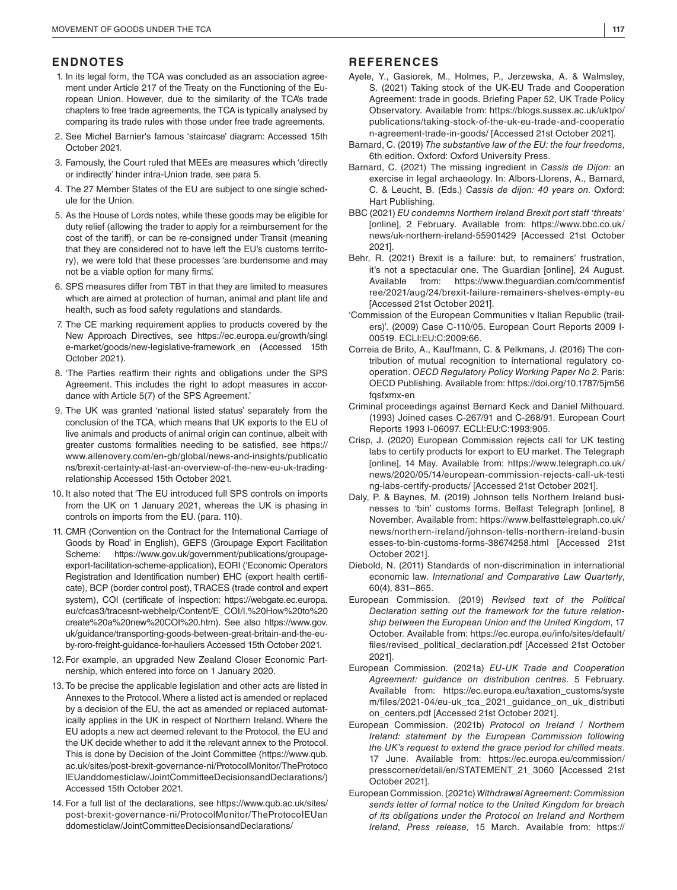## ENDNOTES

1. In its legal form, the TCA was concluded as an association agreement under Article 217 of the Treaty on the Functioning of the European Union. However, due to the similarity of the TCA's trade chapters to free trade agreements, the TCA is typically analysed by comparing its trade rules with those under free trade agreements.
2. See Michel Barnier's famous 'staircase' diagram: Accessed 15th October 2021.
3. Famously, the Court ruled that MEEs are measures which 'directly or indirectly' hinder intra-Union trade, see para 5.
4. The 27 Member States of the EU are subject to one single schedule for the Union.
5. As the House of Lords notes, while these goods may be eligible for duty relief (allowing the trader to apply for a reimbursement for the cost of the tariff), or can be re-consigned under Transit (meaning that they are considered not to have left the EU's customs territory), we were told that these processes 'are burdensome and may not be a viable option for many firms'.
6. SPS measures differ from TBT in that they are limited to measures which are aimed at protection of human, animal and plant life and health, such as food safety regulations and standards.
7. The CE marking requirement applies to products covered by the New Approach Directives, see https://ec.europa.eu/growth/single-market/goods/new-legislative-framework_en (Accessed 15th October 2021).
8. 'The Parties reaffirm their rights and obligations under the SPS Agreement. This includes the right to adopt measures in accordance with Article 5(7) of the SPS Agreement.'
9. The UK was granted 'national listed status' separately from the conclusion of the TCA, which means that UK exports to the EU of live animals and products of animal origin can continue, albeit with greater customs formalities needing to be satisfied, see https://www.allenovery.com/en-gb/global/news-and-insights/publications/brexit-certainty-at-last-an-overview-of-the-new-eu-uk-trading-relationship Accessed 15th October 2021.
10. It also noted that 'The EU introduced full SPS controls on imports from the UK on 1 January 2021, whereas the UK is phasing in controls on imports from the EU. (para. 110).
11. CMR (Convention on the Contract for the International Carriage of Goods by Road' in English), GEFS (Groupage Export Facilitation Scheme: https://www.gov.uk/government/publications/groupage-export-facilitation-scheme-application), EORI ('Economic Operators Registration and Identification number) EHC (export health certificate), BCP (border control post), TRACES (trade control and expert system), COI (certificate of inspection: https://webgate.ec.europa.eu/cfcas3/tracesnt-webhelp/Content/E_COI/I.%20How%20to%20create%20a%20new%20COI%20.htm). See also https://www.gov.uk/guidance/transporting-goods-between-great-britain-and-the-eu-by-roro-freight-guidance-for-hauliers Accessed 15th October 2021.
12. For example, an upgraded New Zealand Closer Economic Partnership, which entered into force on 1 January 2020.
13. To be precise the applicable legislation and other acts are listed in Annexes to the Protocol. Where a listed act is amended or replaced by a decision of the EU, the act as amended or replaced automatically applies in the UK in respect of Northern Ireland. Where the EU adopts a new act deemed relevant to the Protocol, the EU and the UK decide whether to add it the relevant annex to the Protocol. This is done by Decision of the Joint Committee (https://www.qub.ac.uk/sites/post-brexit-governance-ni/ProtocolMonitor/TheProtocolEUanddomesticlaw/JointCommitteeDecisionsandDeclarations/) Accessed 15th October 2021.
14. For a full list of the declarations, see https://www.qub.ac.uk/sites/post-brexit-governance-ni/ProtocolMonitor/TheProtocolEUanddomesticlaw/JointCommitteeDecisionsandDeclarations/

## REFERENCES

Ayele, Y., Gasiorek, M., Holmes, P., Jerzewska, A. & Walmsley, S. (2021) Taking stock of the UK-EU Trade and Cooperation Agreement: trade in goods. Briefing Paper 52, UK Trade Policy Observatory. Available from: https://blogs.sussex.ac.uk/uktpo/publications/taking-stock-of-the-uk-eu-trade-and-cooperation-agreement-trade-in-goods/ [Accessed 21st October 2021].

Barnard, C. (2019) *The substantive law of the EU: the four freedoms*, 6th edition. Oxford: Oxford University Press.

Barnard, C. (2021) The missing ingredient in *Cassis de Dijon*: an exercise in legal archaeology. In: Albors-Llorens, A., Barnard, C. & Leucht, B. (Eds.) *Cassis de dijon: 40 years on*. Oxford: Hart Publishing.

BBC (2021) *EU condemns Northern Ireland Brexit port staff 'threats'* [online], 2 February. Available from: https://www.bbc.co.uk/news/uk-northern-ireland-55901429 [Accessed 21st October 2021].

Behr, R. (2021) Brexit is a failure: but, to remainers' frustration, it's not a spectacular one. The Guardian [online], 24 August. Available from: https://www.theguardian.com/commentisfree/2021/aug/24/brexit-failure-remainers-shelves-empty-eu [Accessed 21st October 2021].

'Commission of the European Communities v Italian Republic (trailers)'. (2009) Case C-110/05. European Court Reports 2009 I-00519. ECLI:EU:C:2009:66.

Correia de Brito, A., Kauffmann, C. & Pelkmans, J. (2016) The contribution of mutual recognition to international regulatory co-operation. *OECD Regulatory Policy Working Paper No 2*. Paris: OECD Publishing. Available from: https://doi.org/10.1787/5jm56fqsfxmx-en

Criminal proceedings against Bernard Keck and Daniel Mithouard. (1993) Joined cases C-267/91 and C-268/91. European Court Reports 1993 I-06097. ECLI:EU:C:1993:905.

Crisp, J. (2020) European Commission rejects call for UK testing labs to certify products for export to EU market. The Telegraph [online], 14 May. Available from: https://www.telegraph.co.uk/news/2020/05/14/european-commission-rejects-call-uk-testing-labs-certify-products/ [Accessed 21st October 2021].

Daly, P. & Baynes, M. (2019) Johnson tells Northern Ireland businesses to 'bin' customs forms. Belfast Telegraph [online], 8 November. Available from: https://www.belfasttelegraph.co.uk/news/northern-ireland/johnson-tells-northern-ireland-businesses-to-bin-customs-forms-38674258.html [Accessed 21st October 2021].

Diebold, N. (2011) Standards of non-discrimination in international economic law. *International and Comparative Law Quarterly*, 60(4), 831–865.

European Commission. (2019) *Revised text of the Political Declaration setting out the framework for the future relationship between the European Union and the United Kingdom*, 17 October. Available from: https://ec.europa.eu/info/sites/default/files/revised_political_declaration.pdf [Accessed 21st October 2021].

European Commission. (2021a) *EU-UK Trade and Cooperation Agreement: guidance on distribution centres*. 5 February. Available from: https://ec.europa.eu/taxation_customs/system/files/2021-04/eu-uk_tca_2021_guidance_on_uk_distribution_centers.pdf [Accessed 21st October 2021].

European Commission. (2021b) *Protocol on Ireland / Northern Ireland: statement by the European Commission following the UK's request to extend the grace period for chilled meats*. 17 June. Available from: https://ec.europa.eu/commission/presscorner/detail/en/STATEMENT_21_3060 [Accessed 21st October 2021].

European Commission. (2021c) *Withdrawal Agreement: Commission sends letter of formal notice to the United Kingdom for breach of its obligations under the Protocol on Ireland and Northern Ireland*, *Press release*, 15 March. Available from: https://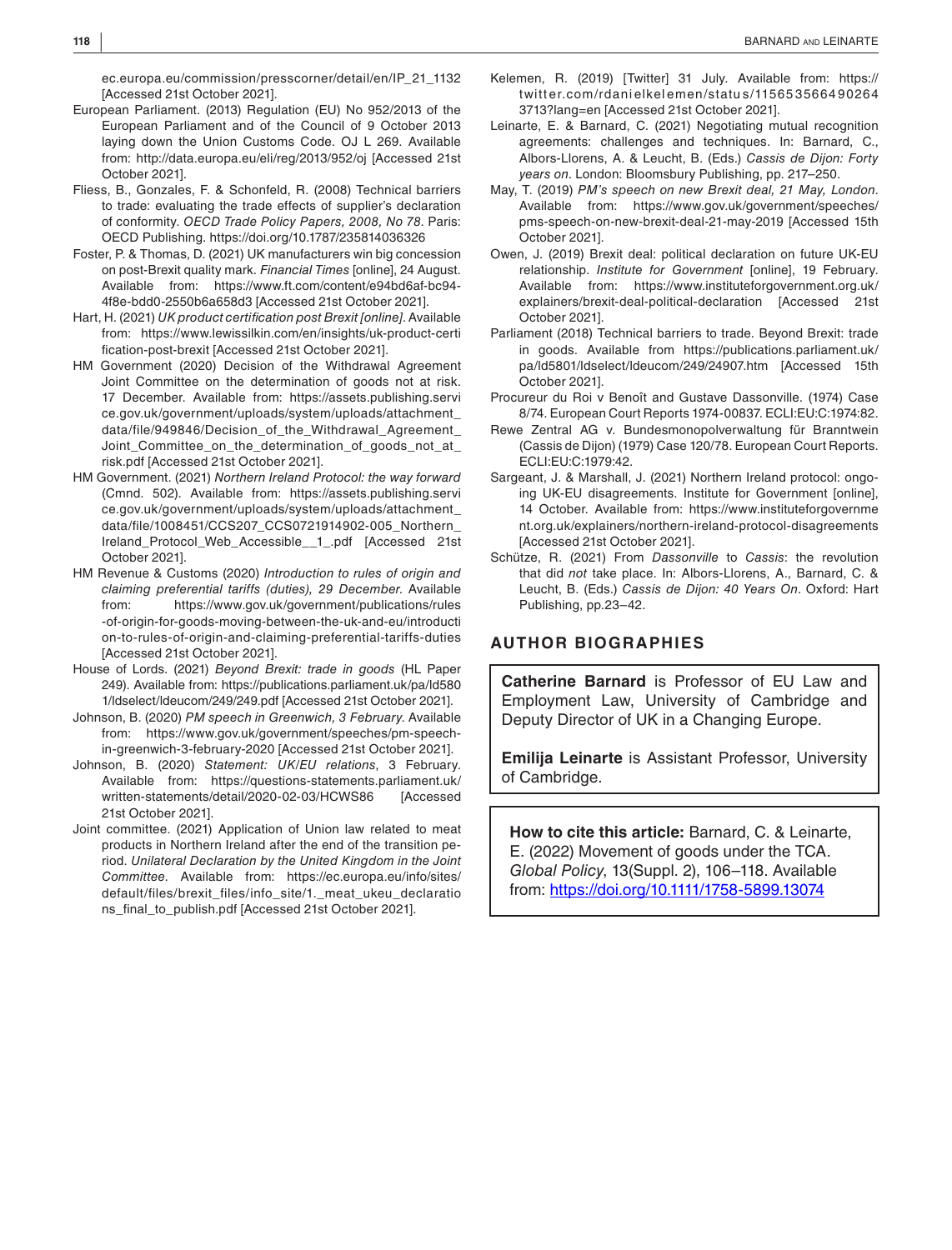ec.europa.eu/commission/presscorner/detail/en/IP_21_1132 [Accessed 21st October 2021].

European Parliament. (2013) Regulation (EU) No 952/2013 of the European Parliament and of the Council of 9 October 2013 laying down the Union Customs Code. OJ L 269. Available from: http://data.europa.eu/eli/reg/2013/952/oj [Accessed 21st October 2021].

Fliess, B., Gonzales, F. & Schonfeld, R. (2008) Technical barriers to trade: evaluating the trade effects of supplier's declaration of conformity. *OECD Trade Policy Papers, 2008, No 78*. Paris: OECD Publishing. https://doi.org/10.1787/235814036326

Foster, P. & Thomas, D. (2021) UK manufacturers win big concession on post-Brexit quality mark. *Financial Times* [online], 24 August. Available from: https://www.ft.com/content/e94bd6af-bc94-4f8e-bdd0-2550b6a658d3 [Accessed 21st October 2021].

Hart, H. (2021) *UK product certification post Brexit [online]*. Available from: https://www.lewissilkin.com/en/insights/uk-product-certification-post-brexit [Accessed 21st October 2021].

HM Government (2020) Decision of the Withdrawal Agreement Joint Committee on the determination of goods not at risk. 17 December. Available from: https://assets.publishing.service.gov.uk/government/uploads/system/uploads/attachment_data/file/949846/Decision_of_the_Withdrawal_Agreement_Joint_Committee_on_the_determination_of_goods_not_at_risk.pdf [Accessed 21st October 2021].

HM Government. (2021) *Northern Ireland Protocol: the way forward* (Cmnd. 502). Available from: https://assets.publishing.service.gov.uk/government/uploads/system/uploads/attachment_data/file/1008451/CCS207_CCS0721914902-005_Northern_Ireland_Protocol_Web_Accessible__1_.pdf [Accessed 21st October 2021].

HM Revenue & Customs (2020) *Introduction to rules of origin and claiming preferential tariffs (duties), 29 December*. Available from: https://www.gov.uk/government/publications/rules-of-origin-for-goods-moving-between-the-uk-and-eu/introduction-to-rules-of-origin-and-claiming-preferential-tariffs-duties [Accessed 21st October 2021].

House of Lords. (2021) *Beyond Brexit: trade in goods* (HL Paper 249). Available from: https://publications.parliament.uk/pa/ld5801/ldselect/ldeucom/249/249.pdf [Accessed 21st October 2021].

Johnson, B. (2020) *PM speech in Greenwich, 3 February*. Available from: https://www.gov.uk/government/speeches/pm-speech-in-greenwich-3-february-2020 [Accessed 21st October 2021].

Johnson, B. (2020) *Statement: UK/EU relations*, 3 February. Available from: https://questions-statements.parliament.uk/written-statements/detail/2020-02-03/HCWS86 [Accessed 21st October 2021].

Joint committee. (2021) Application of Union law related to meat products in Northern Ireland after the end of the transition period. *Unilateral Declaration by the United Kingdom in the Joint Committee*. Available from: https://ec.europa.eu/info/sites/default/files/brexit_files/info_site/1._meat_ukeu_declarations_final_to_publish.pdf [Accessed 21st October 2021].

Kelemen, R. (2019) [Twitter] 31 July. Available from: https://twitter.com/rdanielkelemen/status/1156535664902643713?lang=en [Accessed 21st October 2021].

Leinarte, E. & Barnard, C. (2021) Negotiating mutual recognition agreements: challenges and techniques. In: Barnard, C., Albors-Llorens, A. & Leucht, B. (Eds.) *Cassis de Dijon: Forty years on*. London: Bloomsbury Publishing, pp. 217–250.

May, T. (2019) *PM's speech on new Brexit deal, 21 May, London*. Available from: https://www.gov.uk/government/speeches/pms-speech-on-new-brexit-deal-21-may-2019 [Accessed 15th October 2021].

Owen, J. (2019) Brexit deal: political declaration on future UK-EU relationship. *Institute for Government* [online], 19 February. Available from: https://www.instituteforgovernment.org.uk/explainers/brexit-deal-political-declaration [Accessed 21st October 2021].

Parliament (2018) Technical barriers to trade. Beyond Brexit: trade in goods. Available from https://publications.parliament.uk/pa/ld5801/ldselect/ldeucom/249/24907.htm [Accessed 15th October 2021].

Procureur du Roi v Benoît and Gustave Dassonville. (1974) Case 8/74. European Court Reports 1974-00837. ECLI:EU:C:1974:82.

Rewe Zentral AG v. Bundesmonopolverwaltung für Branntwein (Cassis de Dijon) (1979) Case 120/78. European Court Reports. ECLI:EU:C:1979:42.

Sargeant, J. & Marshall, J. (2021) Northern Ireland protocol: ongoing UK-EU disagreements. Institute for Government [online], 14 October. Available from: https://www.instituteforgovernment.org.uk/explainers/northern-ireland-protocol-disagreements [Accessed 21st October 2021].

Schütze, R. (2021) From *Dassonville* to *Cassis*: the revolution that did *not* take place. In: Albors-Llorens, A., Barnard, C. & Leucht, B. (Eds.) *Cassis de Dijon: 40 Years On*. Oxford: Hart Publishing, pp.23–42.

## AUTHOR BIOGRAPHIES

**Catherine Barnard** is Professor of EU Law and Employment Law, University of Cambridge and Deputy Director of UK in a Changing Europe.

**Emilija Leinarte** is Assistant Professor, University of Cambridge.

**How to cite this article:** Barnard, C. & Leinarte, E. (2022) Movement of goods under the TCA. *Global Policy*, 13(Suppl. 2), 106–118. Available from: https://doi.org/10.1111/1758-5899.13074